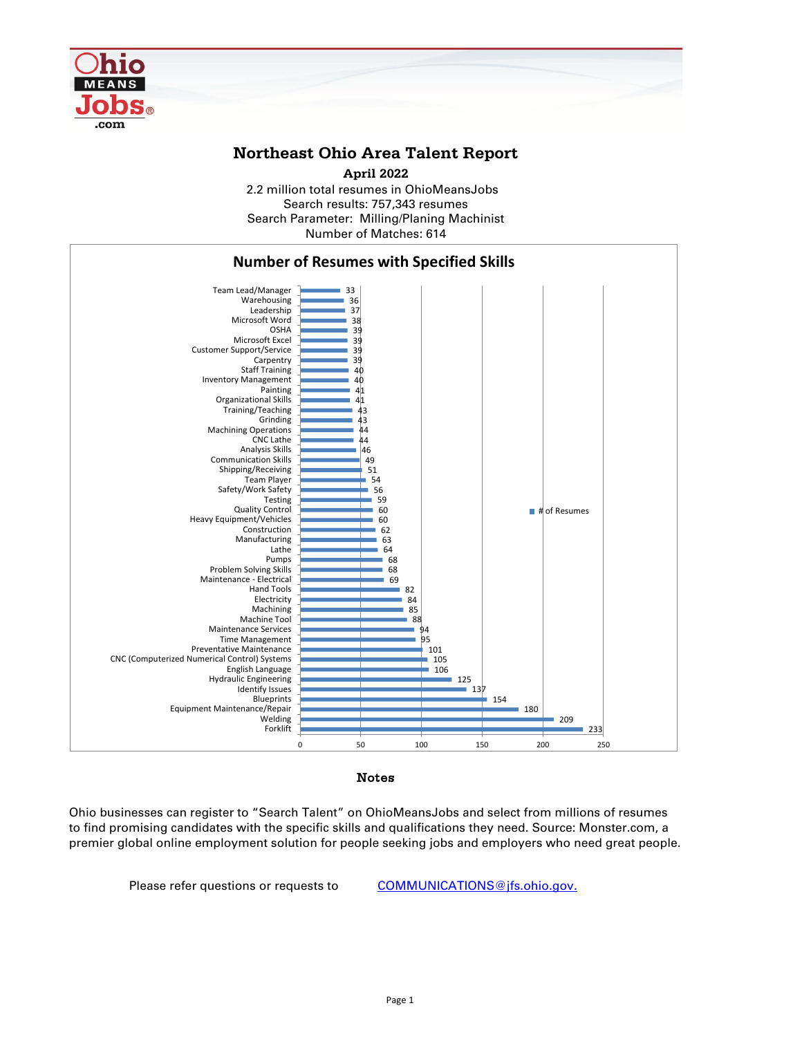# Northeast Ohio Area Talent Report

**April 2022**

2.2 million total resumes in OhioMeansJobs
Search results: 757,343 resumes
Search Parameter: Milling/Planing Machinist
Number of Matches: 614

## Number of Resumes with Specified Skills

| Skill | # of Resumes |
|---|---|
| Team Lead/Manager | 33 |
| Warehousing | 36 |
| Leadership | 37 |
| Microsoft Word | 38 |
| OSHA | 39 |
| Microsoft Excel | 39 |
| Customer Support/Service | 39 |
| Carpentry | 39 |
| Staff Training | 40 |
| Inventory Management | 40 |
| Painting | 41 |
| Organizational Skills | 41 |
| Training/Teaching | 43 |
| Grinding | 43 |
| Machining Operations | 44 |
| CNC Lathe | 44 |
| Analysis Skills | 46 |
| Communication Skills | 49 |
| Shipping/Receiving | 51 |
| Team Player | 54 |
| Safety/Work Safety | 56 |
| Testing | 59 |
| Quality Control | 60 |
| Heavy Equipment/Vehicles | 60 |
| Construction | 62 |
| Manufacturing | 63 |
| Lathe | 64 |
| Pumps | 68 |
| Problem Solving Skills | 68 |
| Maintenance - Electrical | 69 |
| Hand Tools | 82 |
| Electricity | 84 |
| Machining | 85 |
| Machine Tool | 88 |
| Maintenance Services | 94 |
| Time Management | 95 |
| Preventative Maintenance | 101 |
| CNC (Computerized Numerical Control) Systems | 105 |
| English Language | 106 |
| Hydraulic Engineering | 125 |
| Identify Issues | 137 |
| Blueprints | 154 |
| Equipment Maintenance/Repair | 180 |
| Welding | 209 |
| Forklift | 233 |

### Notes

Ohio businesses can register to "Search Talent" on OhioMeansJobs and select from millions of resumes to find promising candidates with the specific skills and qualifications they need. Source: Monster.com, a premier global online employment solution for people seeking jobs and employers who need great people.

Please refer questions or requests to COMMUNICATIONS@jfs.ohio.gov.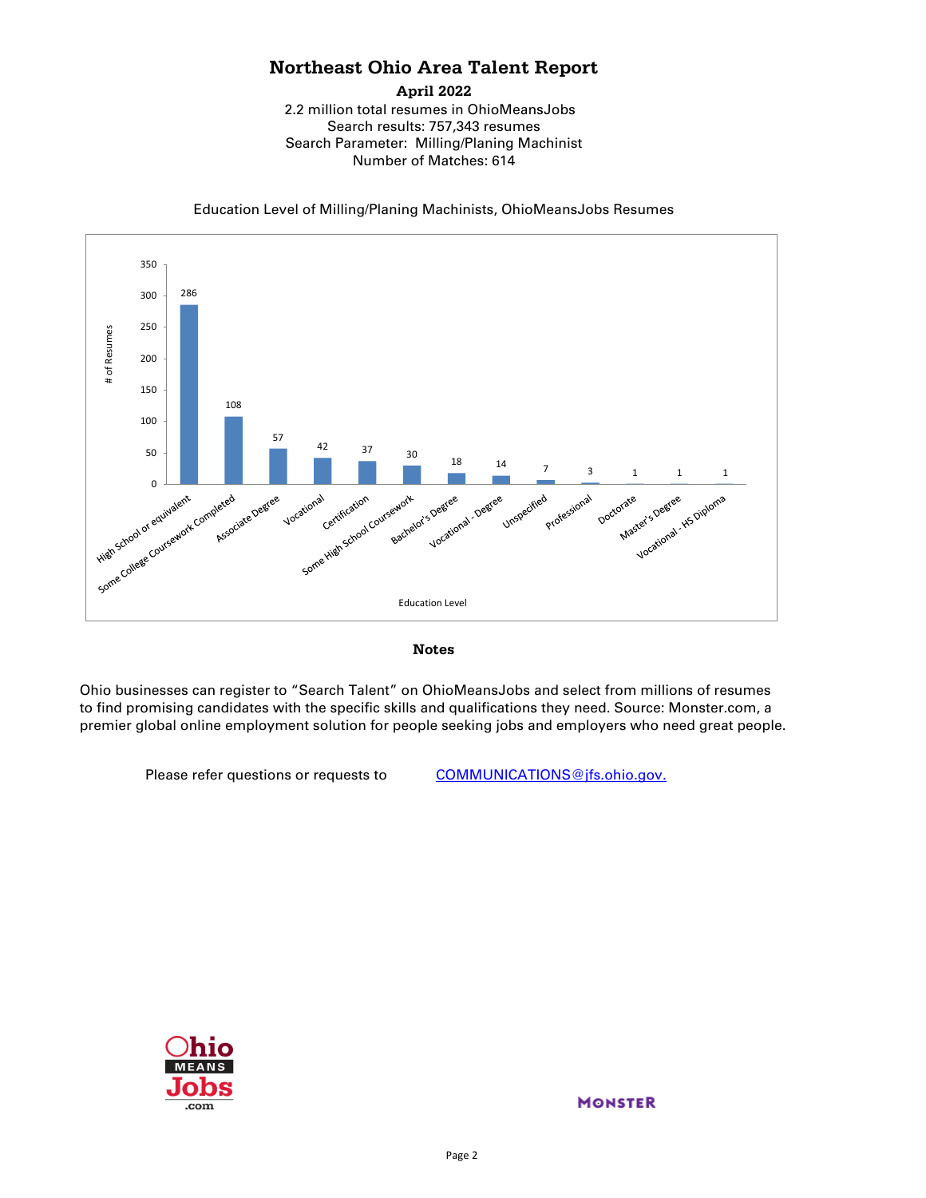# Northeast Ohio Area Talent Report

**April 2022**

2.2 million total resumes in OhioMeansJobs
Search results: 757,343 resumes
Search Parameter: Milling/Planing Machinist
Number of Matches: 614

Education Level of Milling/Planing Machinists, OhioMeansJobs Resumes

\# of Resumes

350
300
250
200
150
100
50
0

286
108
57
42
37
30
18
14
7
3
1
1
1

High School or equivalent
Some College Coursework Completed
Associate Degree
Vocational
Certification
Some High School Coursework
Bachelor's Degree
Vocational - Degree
Unspecified
Professional
Doctorate
Master's Degree
Vocational - HS Diploma

Education Level

**Notes**

Ohio businesses can register to "Search Talent" on OhioMeansJobs and select from millions of resumes to find promising candidates with the specific skills and qualifications they need. Source: Monster.com, a premier global online employment solution for people seeking jobs and employers who need great people.

Please refer questions or requests to COMMUNICATIONS@jfs.ohio.gov.

Ohio MEANS Jobs .com

MONSTER